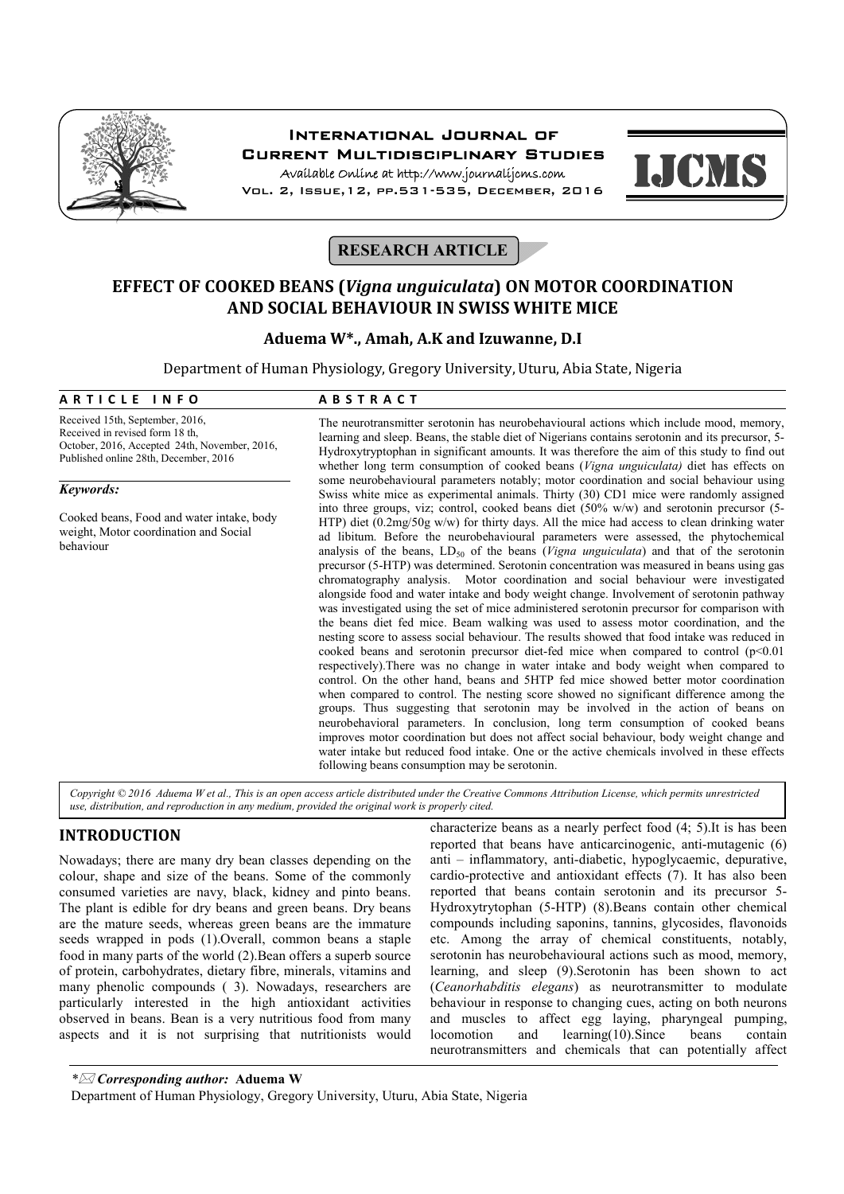RESEARCH ARTICLE

# EFFECT OF COOKED BEANS (*Vigna unguiculata*) ON MOTOR COORDINATION AND SOCIAL BEHAVIOUR IN SWISS WHITE MICE

**Aduema W\*., Amah, A.K and Izuwanne, D.I**

Department of Human Physiology, Gregory University, Uturu, Abia State, Nigeria

**ARTICLE INFO**

Received 15th, September, 2016, Received in revised form 18 th, October, 2016, Accepted 24th, November, 2016, Published online 28th, December, 2016

***Keywords:***

Cooked beans, Food and water intake, body weight, Motor coordination and Social behaviour

**ABSTRACT**

The neurotransmitter serotonin has neurobehavioural actions which include mood, memory, learning and sleep. Beans, the stable diet of Nigerians contains serotonin and its precursor, 5-Hydroxytryptophan in significant amounts. It was therefore the aim of this study to find out whether long term consumption of cooked beans (*Vigna unguiculata)* diet has effects on some neurobehavioural parameters notably; motor coordination and social behaviour using Swiss white mice as experimental animals. Thirty (30) CD1 mice were randomly assigned into three groups, viz; control, cooked beans diet (50% w/w) and serotonin precursor (5-HTP) diet (0.2mg/50g w/w) for thirty days. All the mice had access to clean drinking water ad libitum. Before the neurobehavioural parameters were assessed, the phytochemical analysis of the beans, $LD_{50}$ of the beans (*Vigna unguiculata*) and that of the serotonin precursor (5-HTP) was determined. Serotonin concentration was measured in beans using gas chromatography analysis. Motor coordination and social behaviour were investigated alongside food and water intake and body weight change. Involvement of serotonin pathway was investigated using the set of mice administered serotonin precursor for comparison with the beans diet fed mice. Beam walking was used to assess motor coordination, and the nesting score to assess social behaviour. The results showed that food intake was reduced in cooked beans and serotonin precursor diet-fed mice when compared to control ($p<0.01$ respectively).There was no change in water intake and body weight when compared to control. On the other hand, beans and 5HTP fed mice showed better motor coordination when compared to control. The nesting score showed no significant difference among the groups. Thus suggesting that serotonin may be involved in the action of beans on neurobehavioral parameters. In conclusion, long term consumption of cooked beans improves motor coordination but does not affect social behaviour, body weight change and water intake but reduced food intake. One or the active chemicals involved in these effects following beans consumption may be serotonin.

*Copyright © 2016 Aduema W et al., This is an open access article distributed under the Creative Commons Attribution License, which permits unrestricted use, distribution, and reproduction in any medium, provided the original work is properly cited.*

## INTRODUCTION

Nowadays; there are many dry bean classes depending on the colour, shape and size of the beans. Some of the commonly consumed varieties are navy, black, kidney and pinto beans. The plant is edible for dry beans and green beans. Dry beans are the mature seeds, whereas green beans are the immature seeds wrapped in pods (1).Overall, common beans a staple food in many parts of the world (2).Bean offers a superb source of protein, carbohydrates, dietary fibre, minerals, vitamins and many phenolic compounds ( 3). Nowadays, researchers are particularly interested in the high antioxidant activities observed in beans. Bean is a very nutritious food from many aspects and it is not surprising that nutritionists would characterize beans as a nearly perfect food (4; 5).It is has been reported that beans have anticarcinogenic, anti-mutagenic (6) anti – inflammatory, anti-diabetic, hypoglycaemic, depurative, cardio-protective and antioxidant effects (7). It has also been reported that beans contain serotonin and its precursor 5-Hydroxytrytophan (5-HTP) (8).Beans contain other chemical compounds including saponins, tannins, glycosides, flavonoids etc. Among the array of chemical constituents, notably, serotonin has neurobehavioural actions such as mood, memory, learning, and sleep (9).Serotonin has been shown to act (*Ceanorhabditis elegans*) as neurotransmitter to modulate behaviour in response to changing cues, acting on both neurons and muscles to affect egg laying, pharyngeal pumping, locomotion and learning(10).Since beans contain neurotransmitters and chemicals that can potentially affect

\* ***Corresponding author:*** **Aduema W**

Department of Human Physiology, Gregory University, Uturu, Abia State, Nigeria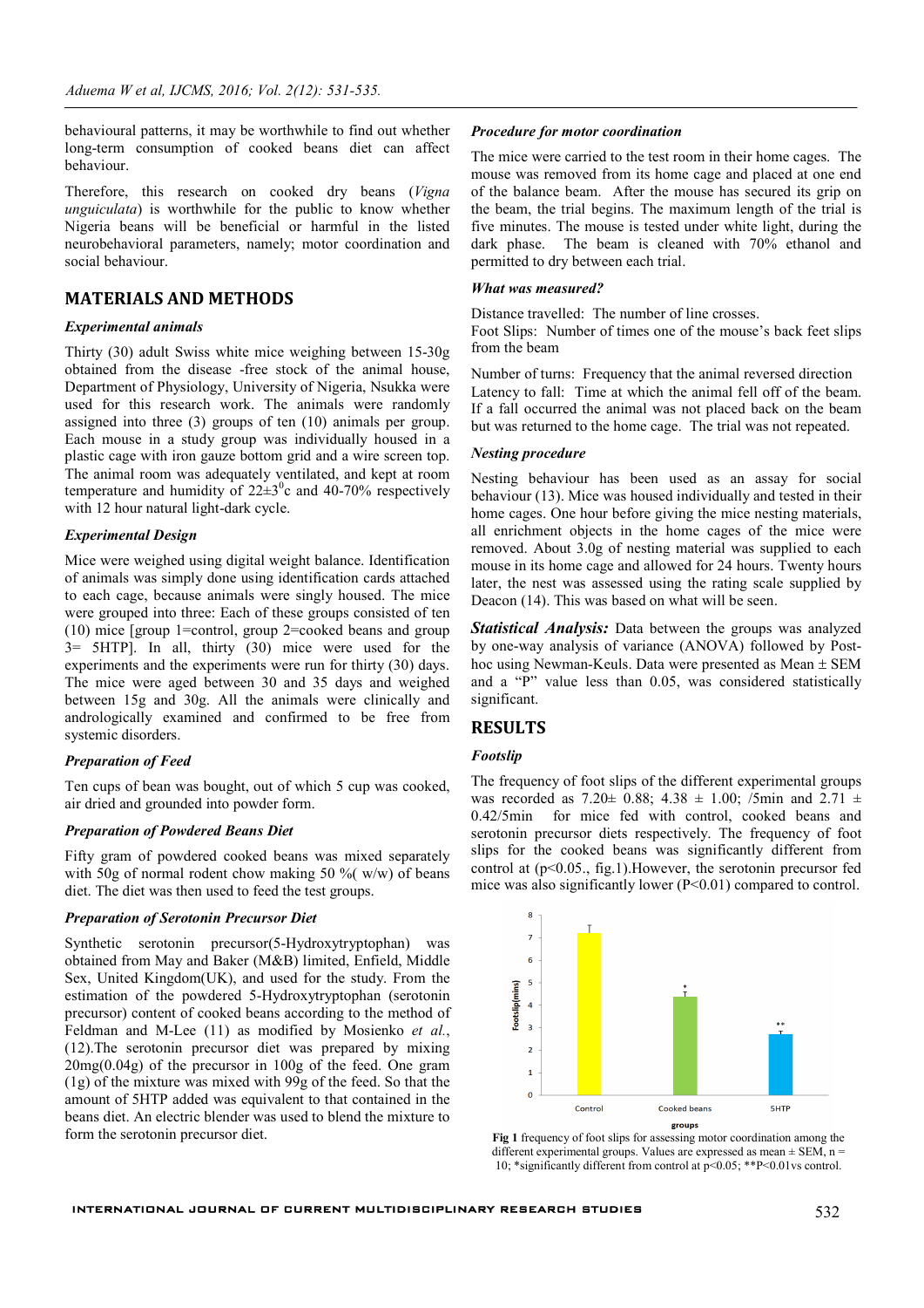behavioural patterns, it may be worthwhile to find out whether long-term consumption of cooked beans diet can affect behaviour.

Therefore, this research on cooked dry beans (*Vigna unguiculata*) is worthwhile for the public to know whether Nigeria beans will be beneficial or harmful in the listed neurobehavioral parameters, namely; motor coordination and social behaviour.

## MATERIALS AND METHODS

### *Experimental animals*

Thirty (30) adult Swiss white mice weighing between 15-30g obtained from the disease -free stock of the animal house, Department of Physiology, University of Nigeria, Nsukka were used for this research work. The animals were randomly assigned into three (3) groups of ten (10) animals per group. Each mouse in a study group was individually housed in a plastic cage with iron gauze bottom grid and a wire screen top. The animal room was adequately ventilated, and kept at room temperature and humidity of $22\pm3^0$c and 40-70% respectively with 12 hour natural light-dark cycle.

### *Experimental Design*

Mice were weighed using digital weight balance. Identification of animals was simply done using identification cards attached to each cage, because animals were singly housed. The mice were grouped into three: Each of these groups consisted of ten (10) mice [group 1=control, group 2=cooked beans and group 3= 5HTP]. In all, thirty (30) mice were used for the experiments and the experiments were run for thirty (30) days. The mice were aged between 30 and 35 days and weighed between 15g and 30g. All the animals were clinically and andrologically examined and confirmed to be free from systemic disorders.

### *Preparation of Feed*

Ten cups of bean was bought, out of which 5 cup was cooked, air dried and grounded into powder form.

### *Preparation of Powdered Beans Diet*

Fifty gram of powdered cooked beans was mixed separately with 50g of normal rodent chow making 50 %( w/w) of beans diet. The diet was then used to feed the test groups.

### *Preparation of Serotonin Precursor Diet*

Synthetic serotonin precursor(5-Hydroxytryptophan) was obtained from May and Baker (M&B) limited, Enfield, Middle Sex, United Kingdom(UK), and used for the study. From the estimation of the powdered 5-Hydroxytryptophan (serotonin precursor) content of cooked beans according to the method of Feldman and M-Lee (11) as modified by Mosienko *et al.*, (12).The serotonin precursor diet was prepared by mixing 20mg(0.04g) of the precursor in 100g of the feed. One gram (1g) of the mixture was mixed with 99g of the feed. So that the amount of 5HTP added was equivalent to that contained in the beans diet. An electric blender was used to blend the mixture to form the serotonin precursor diet.

### *Procedure for motor coordination*

The mice were carried to the test room in their home cages. The mouse was removed from its home cage and placed at one end of the balance beam. After the mouse has secured its grip on the beam, the trial begins. The maximum length of the trial is five minutes. The mouse is tested under white light, during the dark phase. The beam is cleaned with 70% ethanol and permitted to dry between each trial.

### *What was measured?*

Distance travelled: The number of line crosses.
Foot Slips: Number of times one of the mouse's back feet slips from the beam

Number of turns: Frequency that the animal reversed direction
Latency to fall: Time at which the animal fell off of the beam. If a fall occurred the animal was not placed back on the beam but was returned to the home cage. The trial was not repeated.

### *Nesting procedure*

Nesting behaviour has been used as an assay for social behaviour (13). Mice was housed individually and tested in their home cages. One hour before giving the mice nesting materials, all enrichment objects in the home cages of the mice were removed. About 3.0g of nesting material was supplied to each mouse in its home cage and allowed for 24 hours. Twenty hours later, the nest was assessed using the rating scale supplied by Deacon (14). This was based on what will be seen.

***Statistical Analysis:*** Data between the groups was analyzed by one-way analysis of variance (ANOVA) followed by Post-hoc using Newman-Keuls. Data were presented as Mean ± SEM and a "P" value less than 0.05, was considered statistically significant.

## RESULTS

### *Footslip*

The frequency of foot slips of the different experimental groups was recorded as 7.20± 0.88; 4.38 ± 1.00; /5min and 2.71 ± 0.42/5min for mice fed with control, cooked beans and serotonin precursor diets respectively. The frequency of foot slips for the cooked beans was significantly different from control at ($p<0.05$., fig.1).However, the serotonin precursor fed mice was also significantly lower ($P<0.01$) compared to control.

**Fig 1** frequency of foot slips for assessing motor coordination among the different experimental groups. Values are expressed as mean ± SEM, n = 10; *significantly different from control at $p<0.05$; ** $P<0.01$ vs control.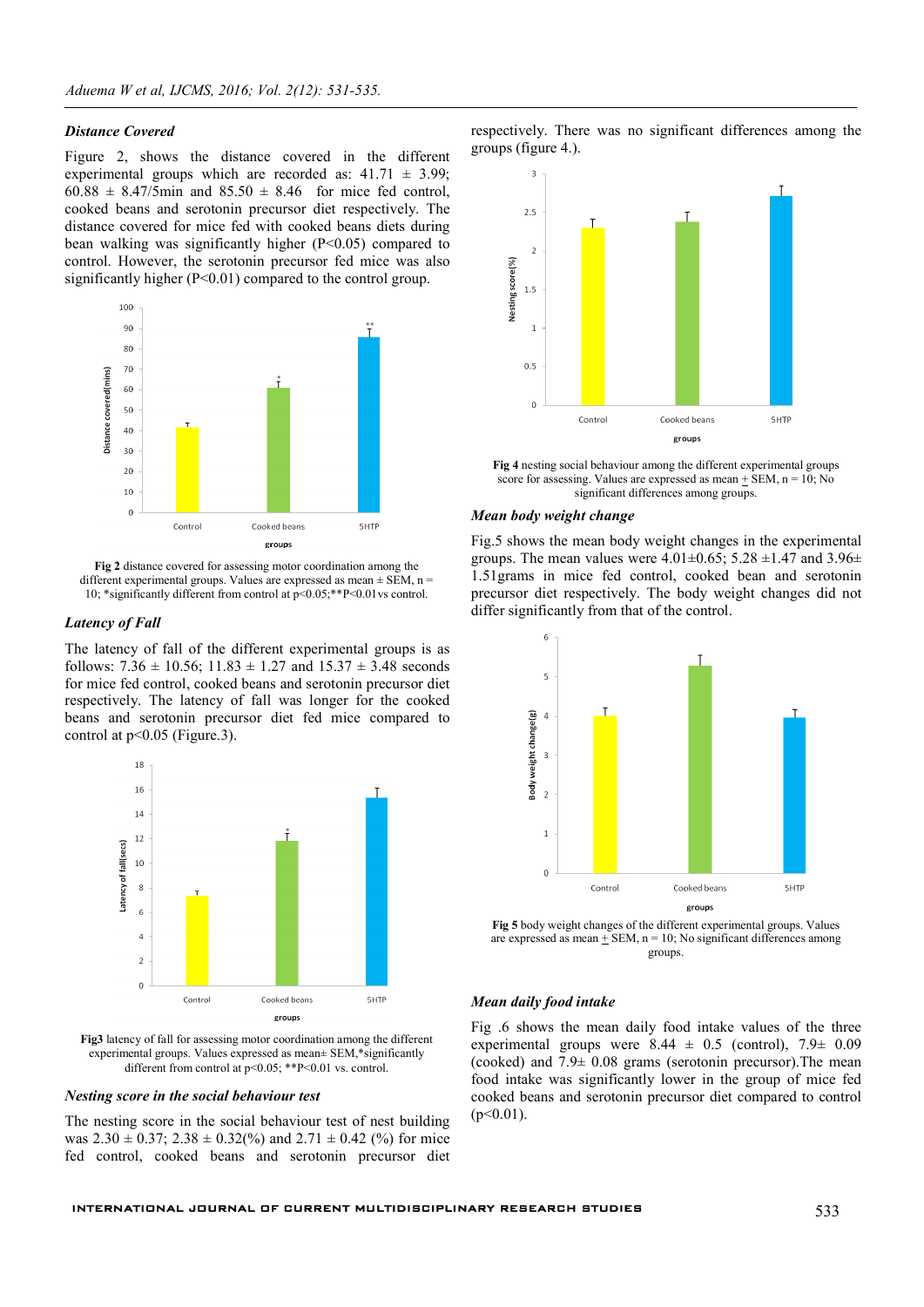### *Distance Covered*

Figure 2, shows the distance covered in the different experimental groups which are recorded as: 41.71 ± 3.99; 60.88 ± 8.47/5min and 85.50 ± 8.46 for mice fed control, cooked beans and serotonin precursor diet respectively. The distance covered for mice fed with cooked beans diets during bean walking was significantly higher (P<0.05) compared to control. However, the serotonin precursor fed mice was also significantly higher (P<0.01) compared to the control group.

**Fig 2** distance covered for assessing motor coordination among the different experimental groups. Values are expressed as mean ± SEM, n = 10; *significantly different from control at p<0.05;**P<0.01vs control.

### *Latency of Fall*

The latency of fall of the different experimental groups is as follows: 7.36 ± 10.56; 11.83 ± 1.27 and 15.37 ± 3.48 seconds for mice fed control, cooked beans and serotonin precursor diet respectively. The latency of fall was longer for the cooked beans and serotonin precursor diet fed mice compared to control at p<0.05 (Figure.3).

**Fig3** latency of fall for assessing motor coordination among the different experimental groups. Values expressed as mean± SEM,*significantly different from control at p<0.05; **P<0.01 vs. control.

### *Nesting score in the social behaviour test*

The nesting score in the social behaviour test of nest building was 2.30 ± 0.37; 2.38 ± 0.32(%) and 2.71 ± 0.42 (%) for mice fed control, cooked beans and serotonin precursor diet respectively. There was no significant differences among the groups (figure 4.).

**Fig 4** nesting social behaviour among the different experimental groups score for assessing. Values are expressed as mean ± SEM, n = 10; No significant differences among groups.

### *Mean body weight change*

Fig.5 shows the mean body weight changes in the experimental groups. The mean values were 4.01±0.65; 5.28 ±1.47 and 3.96± 1.51grams in mice fed control, cooked bean and serotonin precursor diet respectively. The body weight changes did not differ significantly from that of the control.

**Fig 5** body weight changes of the different experimental groups. Values are expressed as mean ± SEM, n = 10; No significant differences among groups.

### *Mean daily food intake*

Fig .6 shows the mean daily food intake values of the three experimental groups were 8.44 ± 0.5 (control), 7.9± 0.09 (cooked) and 7.9± 0.08 grams (serotonin precursor).The mean food intake was significantly lower in the group of mice fed cooked beans and serotonin precursor diet compared to control (p<0.01).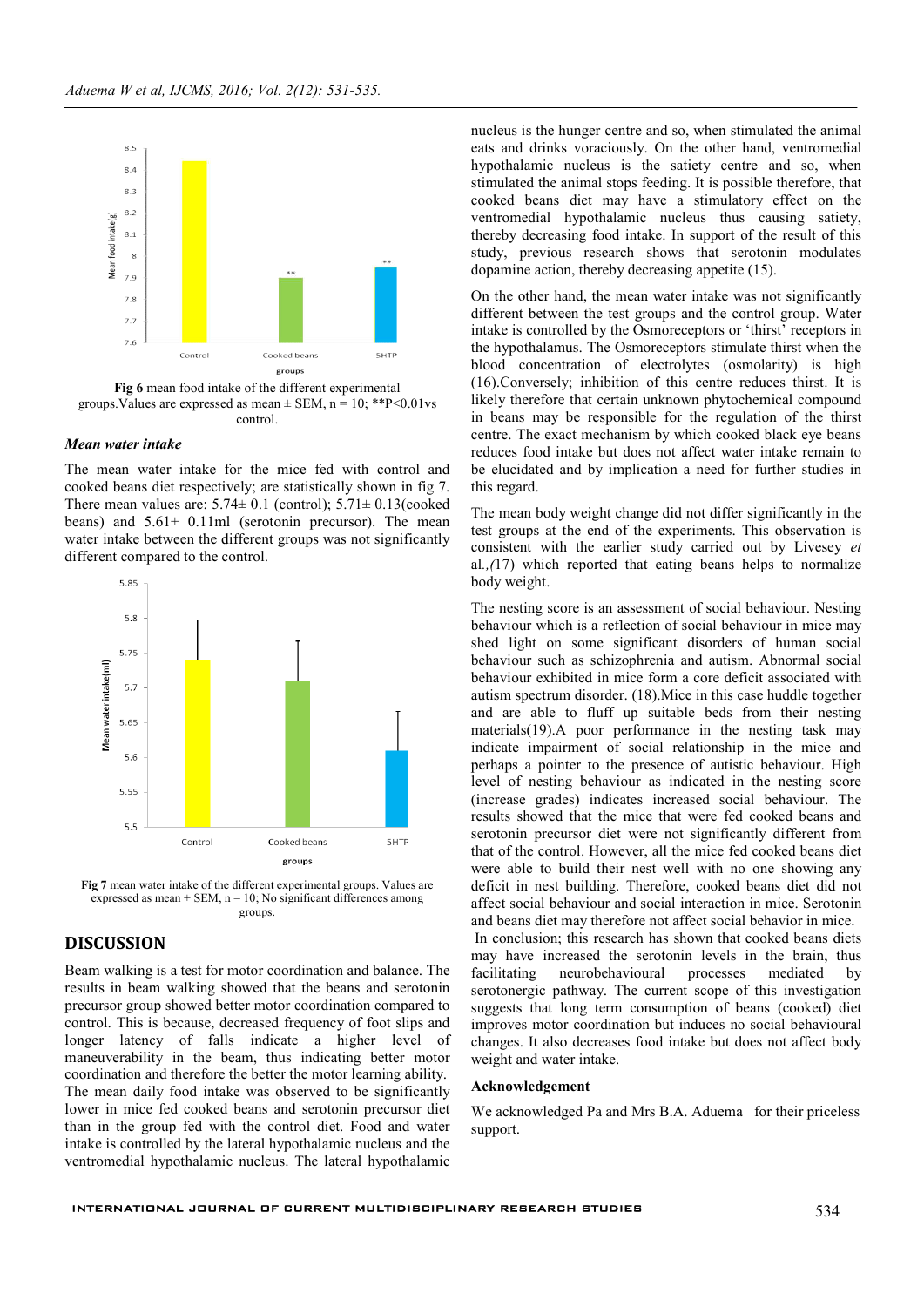Fig 6 mean food intake of the different experimental groups. Values are expressed as mean ± SEM, n = 10; **P<0.01vs control.

### Mean water intake

The mean water intake for the mice fed with control and cooked beans diet respectively; are statistically shown in fig 7. There mean values are: 5.74± 0.1 (control); 5.71± 0.13(cooked beans) and 5.61± 0.11ml (serotonin precursor). The mean water intake between the different groups was not significantly different compared to the control.

Fig 7 mean water intake of the different experimental groups. Values are expressed as mean + SEM, n = 10; No significant differences among groups.

## DISCUSSION

Beam walking is a test for motor coordination and balance. The results in beam walking showed that the beans and serotonin precursor group showed better motor coordination compared to control. This is because, decreased frequency of foot slips and longer latency of falls indicate a higher level of maneuverability in the beam, thus indicating better motor coordination and therefore the better the motor learning ability. The mean daily food intake was observed to be significantly lower in mice fed cooked beans and serotonin precursor diet than in the group fed with the control diet. Food and water intake is controlled by the lateral hypothalamic nucleus and the ventromedial hypothalamic nucleus. The lateral hypothalamic nucleus is the hunger centre and so, when stimulated the animal eats and drinks voraciously. On the other hand, ventromedial hypothalamic nucleus is the satiety centre and so, when stimulated the animal stops feeding. It is possible therefore, that cooked beans diet may have a stimulatory effect on the ventromedial hypothalamic nucleus thus causing satiety, thereby decreasing food intake. In support of the result of this study, previous research shows that serotonin modulates dopamine action, thereby decreasing appetite (15).

On the other hand, the mean water intake was not significantly different between the test groups and the control group. Water intake is controlled by the Osmoreceptors or 'thirst' receptors in the hypothalamus. The Osmoreceptors stimulate thirst when the blood concentration of electrolytes (osmolarity) is high (16).Conversely; inhibition of this centre reduces thirst. It is likely therefore that certain unknown phytochemical compound in beans may be responsible for the regulation of the thirst centre. The exact mechanism by which cooked black eye beans reduces food intake but does not affect water intake remain to be elucidated and by implication a need for further studies in this regard.

The mean body weight change did not differ significantly in the test groups at the end of the experiments. This observation is consistent with the earlier study carried out by Livesey *et al.,(*17) which reported that eating beans helps to normalize body weight.

The nesting score is an assessment of social behaviour. Nesting behaviour which is a reflection of social behaviour in mice may shed light on some significant disorders of human social behaviour such as schizophrenia and autism. Abnormal social behaviour exhibited in mice form a core deficit associated with autism spectrum disorder. (18).Mice in this case huddle together and are able to fluff up suitable beds from their nesting materials(19).A poor performance in the nesting task may indicate impairment of social relationship in the mice and perhaps a pointer to the presence of autistic behaviour. High level of nesting behaviour as indicated in the nesting score (increase grades) indicates increased social behaviour. The results showed that the mice that were fed cooked beans and serotonin precursor diet were not significantly different from that of the control. However, all the mice fed cooked beans diet were able to build their nest well with no one showing any deficit in nest building. Therefore, cooked beans diet did not affect social behaviour and social interaction in mice. Serotonin and beans diet may therefore not affect social behavior in mice.

In conclusion; this research has shown that cooked beans diets may have increased the serotonin levels in the brain, thus facilitating neurobehavioural processes mediated by serotonergic pathway. The current scope of this investigation suggests that long term consumption of beans (cooked) diet improves motor coordination but induces no social behavioural changes. It also decreases food intake but does not affect body weight and water intake.

### Acknowledgement

We acknowledged Pa and Mrs B.A. Aduema for their priceless support.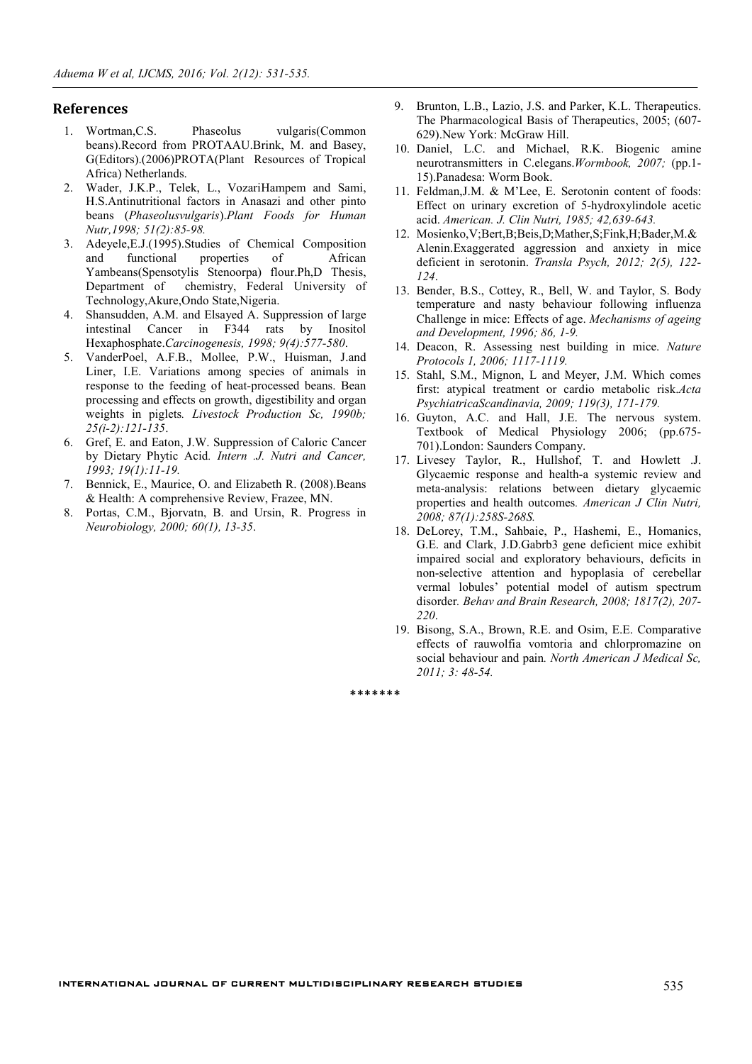## References

1. Wortman,C.S. Phaseolus vulgaris(Common beans).Record from PROTAAU.Brink, M. and Basey, G(Editors).(2006)PROTA(Plant Resources of Tropical Africa) Netherlands.
2. Wader, J.K.P., Telek, L., VozariHampem and Sami, H.S.Antinutritional factors in Anasazi and other pinto beans (*Phaseolusvulgaris*).*Plant Foods for Human Nutr,1998; 51(2):85-98.*
3. Adeyele,E.J.(1995).Studies of Chemical Composition and functional properties of African Yambeans(Spensotylis Stenoorpa) flour.Ph,D Thesis, Department of chemistry, Federal University of Technology,Akure,Ondo State,Nigeria.
4. Shansudden, A.M. and Elsayed A. Suppression of large intestinal Cancer in F344 rats by Inositol Hexaphosphate.*Carcinogenesis, 1998; 9(4):577-580*.
5. VanderPoel, A.F.B., Mollee, P.W., Huisman, J.and Liner, I.E. Variations among species of animals in response to the feeding of heat-processed beans. Bean processing and effects on growth, digestibility and organ weights in piglets*. Livestock Production Sc, 1990b; 25(i-2):121-135*.
6. Gref, E. and Eaton, J.W. Suppression of Caloric Cancer by Dietary Phytic Acid*. Intern .J. Nutri and Cancer, 1993; 19(1):11-19.*
7. Bennick, E., Maurice, O. and Elizabeth R. (2008).Beans & Health: A comprehensive Review, Frazee, MN.
8. Portas, C.M., Bjorvatn, B. and Ursin, R. Progress in *Neurobiology, 2000; 60(1), 13-35*.
9. Brunton, L.B., Lazio, J.S. and Parker, K.L. Therapeutics. The Pharmacological Basis of Therapeutics, 2005; (607-629).New York: McGraw Hill.
10. Daniel, L.C. and Michael, R.K. Biogenic amine neurotransmitters in C.elegans.*Wormbook, 2007;* (pp.1-15).Panadesa: Worm Book.
11. Feldman,J.M. & M'Lee, E. Serotonin content of foods: Effect on urinary excretion of 5-hydroxylindole acetic acid. *American. J. Clin Nutri, 1985; 42,639-643.*
12. Mosienko,V;Bert,B;Beis,D;Mather,S;Fink,H;Bader,M.& Alenin.Exaggerated aggression and anxiety in mice deficient in serotonin. *Transla Psych, 2012; 2(5), 122-124*.
13. Bender, B.S., Cottey, R., Bell, W. and Taylor, S. Body temperature and nasty behaviour following influenza Challenge in mice: Effects of age. *Mechanisms of ageing and Development, 1996; 86, 1-9.*
14. Deacon, R. Assessing nest building in mice. *Nature Protocols 1, 2006; 1117-1119.*
15. Stahl, S.M., Mignon, L and Meyer, J.M. Which comes first: atypical treatment or cardio metabolic risk.*Acta PsychiatricaScandinavia, 2009; 119(3), 171-179.*
16. Guyton, A.C. and Hall, J.E. The nervous system. Textbook of Medical Physiology 2006; (pp.675-701).London: Saunders Company.
17. Livesey Taylor, R., Hullshof, T. and Howlett .J. Glycaemic response and health-a systemic review and meta-analysis: relations between dietary glycaemic properties and health outcomes*. American J Clin Nutri, 2008; 87(1):258S-268S.*
18. DeLorey, T.M., Sahbaie, P., Hashemi, E., Homanics, G.E. and Clark, J.D.Gabrb3 gene deficient mice exhibit impaired social and exploratory behaviours, deficits in non-selective attention and hypoplasia of cerebellar vermal lobules' potential model of autism spectrum disorder*. Behav and Brain Research, 2008; 1817(2), 207-220*.
19. Bisong, S.A., Brown, R.E. and Osim, E.E. Comparative effects of rauwolfia vomtoria and chlorpromazine on social behaviour and pain*. North American J Medical Sc, 2011; 3: 48-54.*

\*\*\*\*\*\*\*